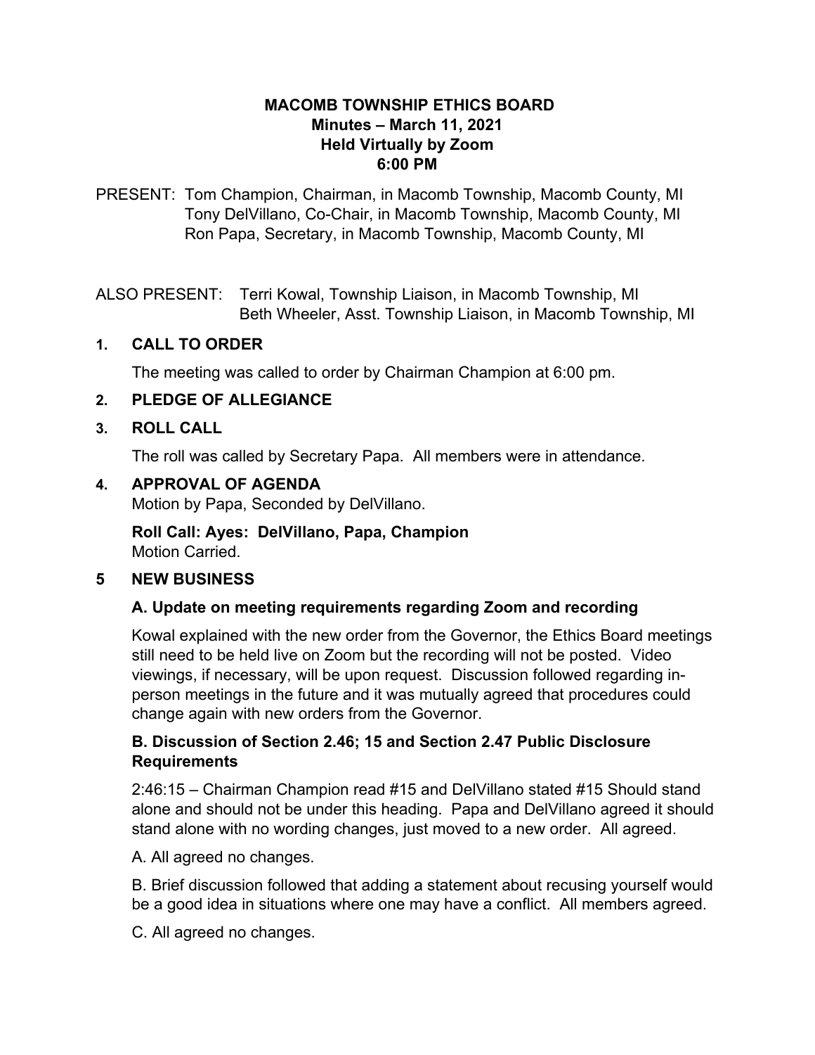# MACOMB TOWNSHIP ETHICS BOARD
## Minutes – March 11, 2021
## Held Virtually by Zoom
## 6:00 PM

PRESENT: Tom Champion, Chairman, in Macomb Township, Macomb County, MI
Tony DelVillano, Co-Chair, in Macomb Township, Macomb County, MI
Ron Papa, Secretary, in Macomb Township, Macomb County, MI

ALSO PRESENT: Terri Kowal, Township Liaison, in Macomb Township, MI
Beth Wheeler, Asst. Township Liaison, in Macomb Township, MI

### 1. CALL TO ORDER

The meeting was called to order by Chairman Champion at 6:00 pm.

### 2. PLEDGE OF ALLEGIANCE

### 3. ROLL CALL

The roll was called by Secretary Papa. All members were in attendance.

### 4. APPROVAL OF AGENDA

Motion by Papa, Seconded by DelVillano.

**Roll Call: Ayes: DelVillano, Papa, Champion**
Motion Carried.

### 5 NEW BUSINESS

**A. Update on meeting requirements regarding Zoom and recording**

Kowal explained with the new order from the Governor, the Ethics Board meetings still need to be held live on Zoom but the recording will not be posted. Video viewings, if necessary, will be upon request. Discussion followed regarding in-person meetings in the future and it was mutually agreed that procedures could change again with new orders from the Governor.

**B. Discussion of Section 2.46; 15 and Section 2.47 Public Disclosure Requirements**

2:46:15 – Chairman Champion read #15 and DelVillano stated #15 Should stand alone and should not be under this heading. Papa and DelVillano agreed it should stand alone with no wording changes, just moved to a new order. All agreed.

A. All agreed no changes.

B. Brief discussion followed that adding a statement about recusing yourself would be a good idea in situations where one may have a conflict. All members agreed.

C. All agreed no changes.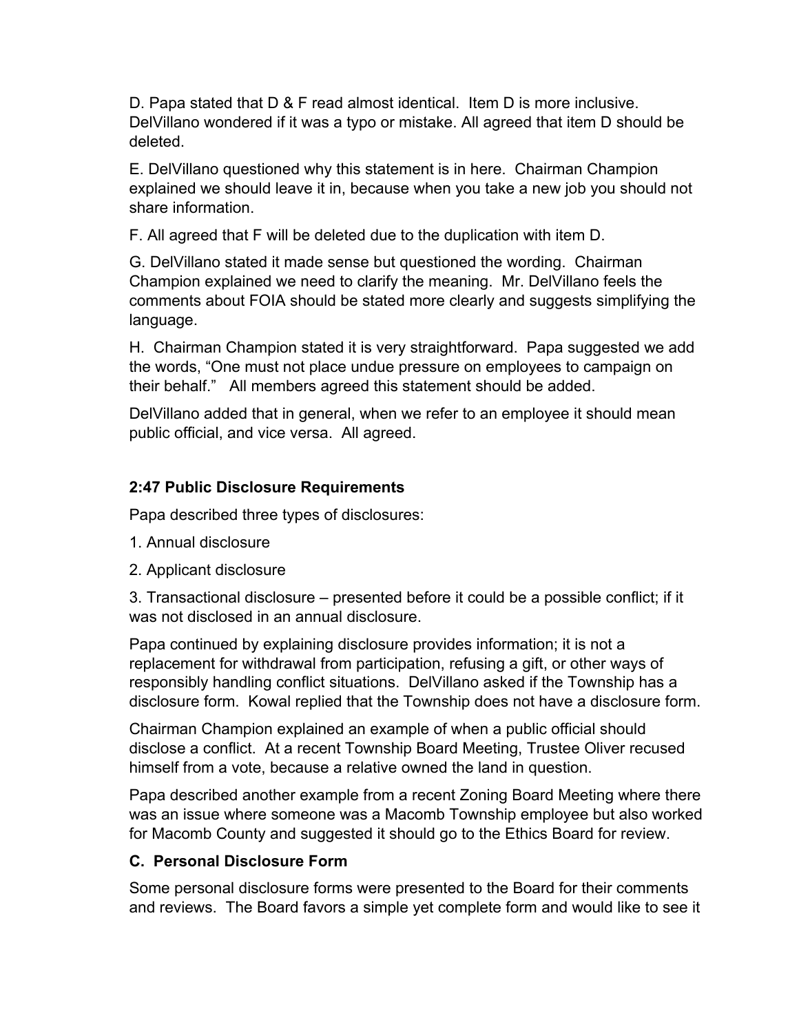D. Papa stated that D & F read almost identical. Item D is more inclusive. DelVillano wondered if it was a typo or mistake. All agreed that item D should be deleted.

E. DelVillano questioned why this statement is in here. Chairman Champion explained we should leave it in, because when you take a new job you should not share information.

F. All agreed that F will be deleted due to the duplication with item D.

G. DelVillano stated it made sense but questioned the wording. Chairman Champion explained we need to clarify the meaning. Mr. DelVillano feels the comments about FOIA should be stated more clearly and suggests simplifying the language.

H. Chairman Champion stated it is very straightforward. Papa suggested we add the words, "One must not place undue pressure on employees to campaign on their behalf." All members agreed this statement should be added.

DelVillano added that in general, when we refer to an employee it should mean public official, and vice versa. All agreed.

**2:47 Public Disclosure Requirements**

Papa described three types of disclosures:

1. Annual disclosure
2. Applicant disclosure
3. Transactional disclosure – presented before it could be a possible conflict; if it was not disclosed in an annual disclosure.

Papa continued by explaining disclosure provides information; it is not a replacement for withdrawal from participation, refusing a gift, or other ways of responsibly handling conflict situations. DelVillano asked if the Township has a disclosure form. Kowal replied that the Township does not have a disclosure form.

Chairman Champion explained an example of when a public official should disclose a conflict. At a recent Township Board Meeting, Trustee Oliver recused himself from a vote, because a relative owned the land in question.

Papa described another example from a recent Zoning Board Meeting where there was an issue where someone was a Macomb Township employee but also worked for Macomb County and suggested it should go to the Ethics Board for review.

**C. Personal Disclosure Form**

Some personal disclosure forms were presented to the Board for their comments and reviews. The Board favors a simple yet complete form and would like to see it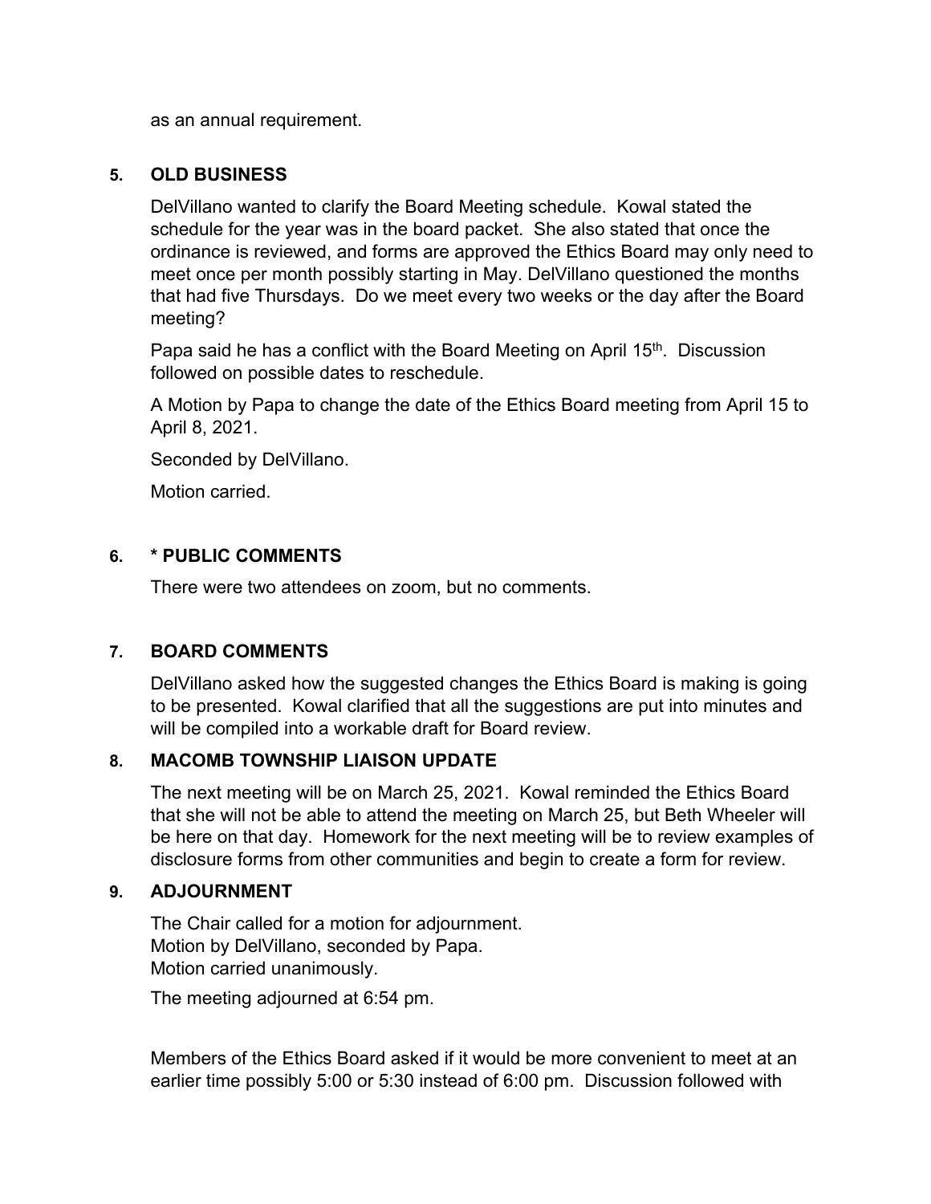as an annual requirement.

**5. OLD BUSINESS**

DelVillano wanted to clarify the Board Meeting schedule. Kowal stated the schedule for the year was in the board packet. She also stated that once the ordinance is reviewed, and forms are approved the Ethics Board may only need to meet once per month possibly starting in May. DelVillano questioned the months that had five Thursdays. Do we meet every two weeks or the day after the Board meeting?

Papa said he has a conflict with the Board Meeting on April 15th. Discussion followed on possible dates to reschedule.

A Motion by Papa to change the date of the Ethics Board meeting from April 15 to April 8, 2021.

Seconded by DelVillano.

Motion carried.

**6. * PUBLIC COMMENTS**

There were two attendees on zoom, but no comments.

**7. BOARD COMMENTS**

DelVillano asked how the suggested changes the Ethics Board is making is going to be presented. Kowal clarified that all the suggestions are put into minutes and will be compiled into a workable draft for Board review.

**8. MACOMB TOWNSHIP LIAISON UPDATE**

The next meeting will be on March 25, 2021. Kowal reminded the Ethics Board that she will not be able to attend the meeting on March 25, but Beth Wheeler will be here on that day. Homework for the next meeting will be to review examples of disclosure forms from other communities and begin to create a form for review.

**9. ADJOURNMENT**

The Chair called for a motion for adjournment.
Motion by DelVillano, seconded by Papa.
Motion carried unanimously.

The meeting adjourned at 6:54 pm.

Members of the Ethics Board asked if it would be more convenient to meet at an earlier time possibly 5:00 or 5:30 instead of 6:00 pm. Discussion followed with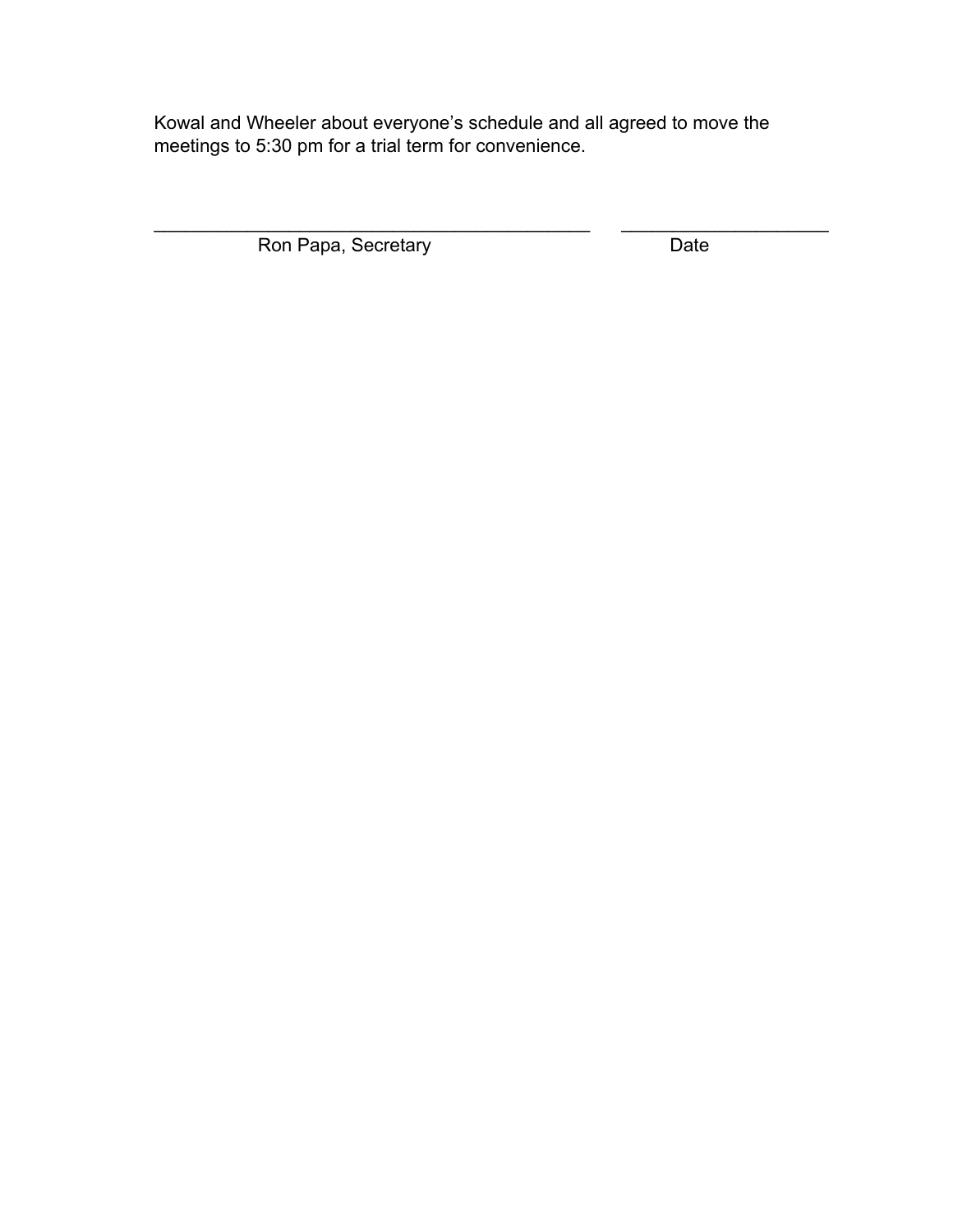Kowal and Wheeler about everyone's schedule and all agreed to move the meetings to 5:30 pm for a trial term for convenience.

_____________________________________________ _____________________

Ron Papa, Secretary Date